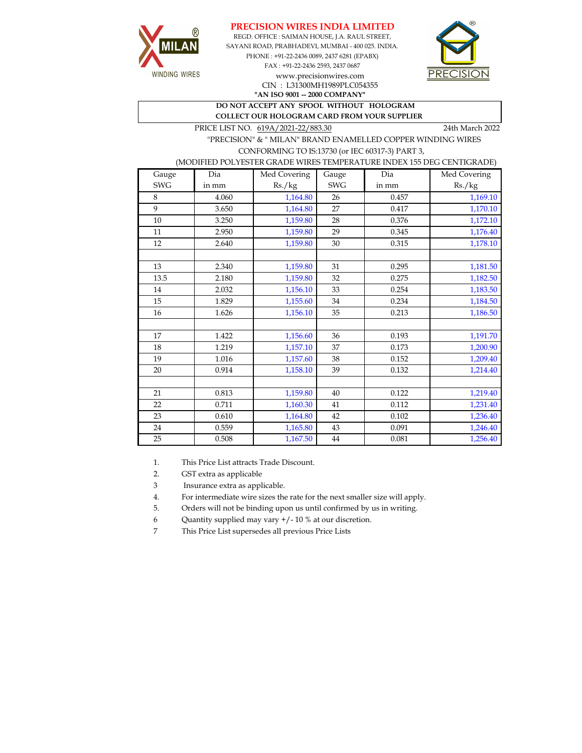# PRECISION WIRES INDIA LIMITED

MILAN® WINDING WIRES

REGD. OFFICE : SAIMAN HOUSE, J.A. RAUL STREET,
SAYANI ROAD, PRABHADEVI, MUMBAI - 400 025. INDIA.
PHONE : +91-22-2436 0089, 2437 6281 (EPABX)
FAX : +91-22-2436 2593, 2437 0687
www.precisionwires.com
CIN : L31300MH1989PLC054355
**"AN ISO 9001 -- 2000 COMPANY"**

PRECISION®

**DO NOT ACCEPT ANY SPOOL WITHOUT HOLOGRAM**
**COLLECT OUR HOLOGRAM CARD FROM YOUR SUPPLIER**

PRICE LIST NO. 619A/2021-22/883.30 — 24th March 2022

"PRECISION" & " MILAN" BRAND ENAMELLED COPPER WINDING WIRES
CONFORMING TO IS:13730 (or IEC 60317-3) PART 3,
(MODIFIED POLYESTER GRADE WIRES TEMPERATURE INDEX 155 DEG CENTIGRADE)

| Gauge SWG | Dia in mm | Med Covering Rs./kg | Gauge SWG | Dia in mm | Med Covering Rs./kg |
|---|---|---|---|---|---|
| 8 | 4.060 | 1,164.80 | 26 | 0.457 | 1,169.10 |
| 9 | 3.650 | 1,164.80 | 27 | 0.417 | 1,170.10 |
| 10 | 3.250 | 1,159.80 | 28 | 0.376 | 1,172.10 |
| 11 | 2.950 | 1,159.80 | 29 | 0.345 | 1,176.40 |
| 12 | 2.640 | 1,159.80 | 30 | 0.315 | 1,178.10 |
| | | | | | |
| 13 | 2.340 | 1,159.80 | 31 | 0.295 | 1,181.50 |
| 13.5 | 2.180 | 1,159.80 | 32 | 0.275 | 1,182.50 |
| 14 | 2.032 | 1,156.10 | 33 | 0.254 | 1,183.50 |
| 15 | 1.829 | 1,155.60 | 34 | 0.234 | 1,184.50 |
| 16 | 1.626 | 1,156.10 | 35 | 0.213 | 1,186.50 |
| | | | | | |
| 17 | 1.422 | 1,156.60 | 36 | 0.193 | 1,191.70 |
| 18 | 1.219 | 1,157.10 | 37 | 0.173 | 1,200.90 |
| 19 | 1.016 | 1,157.60 | 38 | 0.152 | 1,209.40 |
| 20 | 0.914 | 1,158.10 | 39 | 0.132 | 1,214.40 |
| | | | | | |
| 21 | 0.813 | 1,159.80 | 40 | 0.122 | 1,219.40 |
| 22 | 0.711 | 1,160.30 | 41 | 0.112 | 1,231.40 |
| 23 | 0.610 | 1,164.80 | 42 | 0.102 | 1,236.40 |
| 24 | 0.559 | 1,165.80 | 43 | 0.091 | 1,246.40 |
| 25 | 0.508 | 1,167.50 | 44 | 0.081 | 1,256.40 |

1. This Price List attracts Trade Discount.
2. GST extra as applicable
3. Insurance extra as applicable.
4. For intermediate wire sizes the rate for the next smaller size will apply.
5. Orders will not be binding upon us until confirmed by us in writing.
6. Quantity supplied may vary +/- 10 % at our discretion.
7. This Price List supersedes all previous Price Lists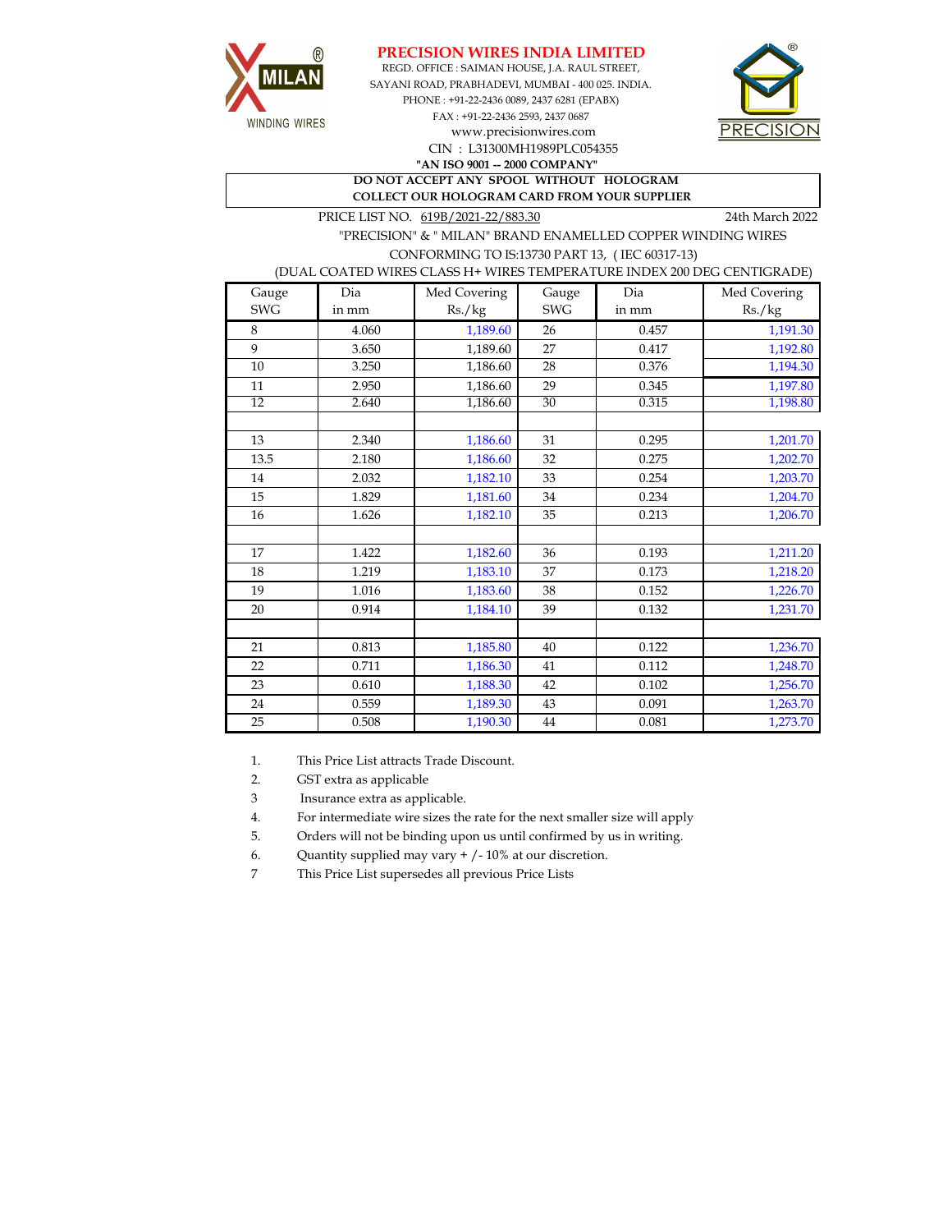**PRECISION WIRES INDIA LIMITED**

REGD. OFFICE : SAIMAN HOUSE, J.A. RAUL STREET,
SAYANI ROAD, PRABHADEVI, MUMBAI - 400 025. INDIA.
PHONE : +91-22-2436 0089, 2437 6281 (EPABX)
FAX : +91-22-2436 2593, 2437 0687
www.precisionwires.com
CIN : L31300MH1989PLC054355

**"AN ISO 9001 -- 2000 COMPANY"**

**DO NOT ACCEPT ANY SPOOL WITHOUT HOLOGRAM**
**COLLECT OUR HOLOGRAM CARD FROM YOUR SUPPLIER**

PRICE LIST NO. 619B/2021-22/883.30 — 24th March 2022

"PRECISION" & " MILAN" BRAND ENAMELLED COPPER WINDING WIRES
CONFORMING TO IS:13730 PART 13, ( IEC 60317-13)
(DUAL COATED WIRES CLASS H+ WIRES TEMPERATURE INDEX 200 DEG CENTIGRADE)

| Gauge SWG | Dia in mm | Med Covering Rs./kg | Gauge SWG | Dia in mm | Med Covering Rs./kg |
|---|---|---|---|---|---|
| 8 | 4.060 | 1,189.60 | 26 | 0.457 | 1,191.30 |
| 9 | 3.650 | 1,189.60 | 27 | 0.417 | 1,192.80 |
| 10 | 3.250 | 1,186.60 | 28 | 0.376 | 1,194.30 |
| 11 | 2.950 | 1,186.60 | 29 | 0.345 | 1,197.80 |
| 12 | 2.640 | 1,186.60 | 30 | 0.315 | 1,198.80 |
| | | | | | |
| 13 | 2.340 | 1,186.60 | 31 | 0.295 | 1,201.70 |
| 13.5 | 2.180 | 1,186.60 | 32 | 0.275 | 1,202.70 |
| 14 | 2.032 | 1,182.10 | 33 | 0.254 | 1,203.70 |
| 15 | 1.829 | 1,181.60 | 34 | 0.234 | 1,204.70 |
| 16 | 1.626 | 1,182.10 | 35 | 0.213 | 1,206.70 |
| | | | | | |
| 17 | 1.422 | 1,182.60 | 36 | 0.193 | 1,211.20 |
| 18 | 1.219 | 1,183.10 | 37 | 0.173 | 1,218.20 |
| 19 | 1.016 | 1,183.60 | 38 | 0.152 | 1,226.70 |
| 20 | 0.914 | 1,184.10 | 39 | 0.132 | 1,231.70 |
| | | | | | |
| 21 | 0.813 | 1,185.80 | 40 | 0.122 | 1,236.70 |
| 22 | 0.711 | 1,186.30 | 41 | 0.112 | 1,248.70 |
| 23 | 0.610 | 1,188.30 | 42 | 0.102 | 1,256.70 |
| 24 | 0.559 | 1,189.30 | 43 | 0.091 | 1,263.70 |
| 25 | 0.508 | 1,190.30 | 44 | 0.081 | 1,273.70 |

1. This Price List attracts Trade Discount.
2. GST extra as applicable
3. Insurance extra as applicable.
4. For intermediate wire sizes the rate for the next smaller size will apply
5. Orders will not be binding upon us until confirmed by us in writing.
6. Quantity supplied may vary + /- 10% at our discretion.
7. This Price List supersedes all previous Price Lists